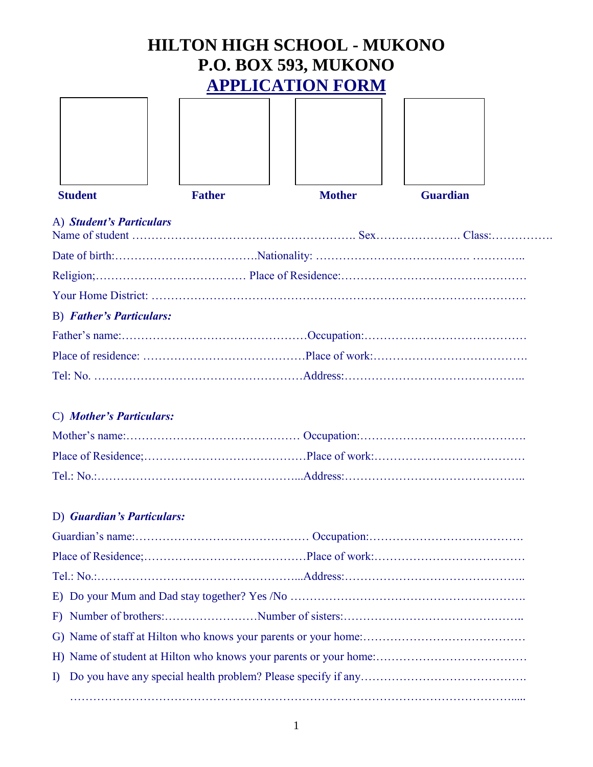# HILTON HIGH SCHOOL - MUKONO
# P.O. BOX 593, MUKONO
## APPLICATION FORM

| Student | Father | Mother | Guardian |
|---|---|---|---|
| | | | |

A) ***Student's Particulars***

Name of student …………………………………………………. Sex…………………. Class:…………….

Date of birth:………………………………Nationality: ………………………………. …………..

Religion;………………………………… Place of Residence:………………………………………

Your Home District: ……………………………………………………………………………….

B) ***Father's Particulars:***

Father's name:…………………………………………Occupation:……………………………………

Place of residence: …………………………………Place of work:…………………………………

Tel: No. ……………………………………………Address:………………………………………..

C) ***Mother's Particulars:***

Mother's name:……………………………………… Occupation:…………………………………….

Place of Residence;…………………………………Place of work:…………………………………

Tel.: No.:……………………………………………...Address:………………………………………..

D) ***Guardian's Particulars:***

Guardian's name:……………………………………… Occupation:………………………………….

Place of Residence;…………………………………Place of work:…………………………………

Tel.: No.:……………………………………………...Address:………………………………………..

E) Do your Mum and Dad stay together? Yes /No ………………………………………………….

F) Number of brothers:……………………Number of sisters:………………………………………..

G) Name of staff at Hilton who knows your parents or your home:……………………………………

H) Name of student at Hilton who knows your parents or your home:…………………………………

I) Do you have any special health problem? Please specify if any…………………………………….

…………………………………………………………………………………………………….....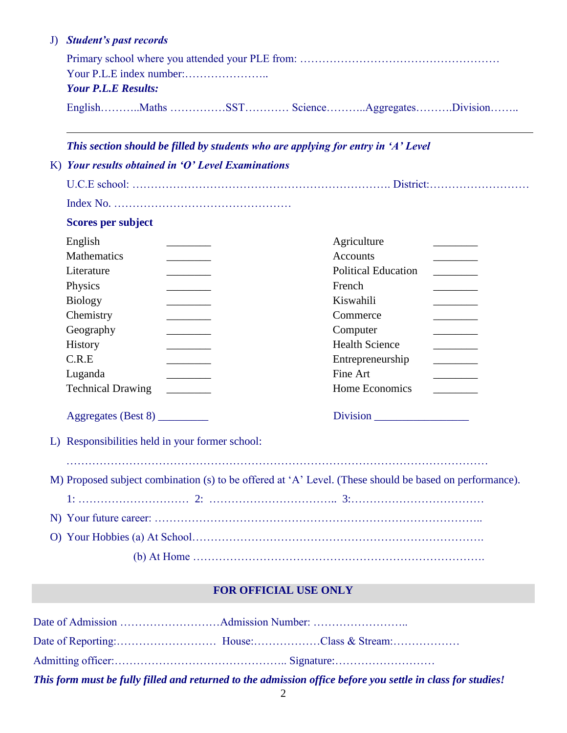J) ***Student's past records***

Primary school where you attended your PLE from: ………………………………………………

Your P.L.E index number:…………………..

***Your P.L.E Results:***

English………..Maths ……………SST………… Science………..Aggregates……….Division……..

---

***This section should be filled by students who are applying for entry in 'A' Level***

K) ***Your results obtained in 'O' Level Examinations***

U.C.E school: ……………………………………………………………. District:………………………

Index No. …………………………………………

**Scores per subject**

| | | | |
|---|---|---|---|
| English | ________ | Agriculture | ________ |
| Mathematics | ________ | Accounts | ________ |
| Literature | ________ | Political Education | ________ |
| Physics | ________ | French | ________ |
| Biology | ________ | Kiswahili | ________ |
| Chemistry | ________ | Commerce | ________ |
| Geography | ________ | Computer | ________ |
| History | ________ | Health Science | ________ |
| C.R.E | ________ | Entrepreneurship | ________ |
| Luganda | ________ | Fine Art | ________ |
| Technical Drawing | ________ | Home Economics | ________ |

Aggregates (Best 8) _________ Division ________________

L) Responsibilities held in your former school:

…………………………………………………………………………………………………

M) Proposed subject combination (s) to be offered at 'A' Level. (These should be based on performance).

1: ………………………… 2: …………………………….. 3:………………………………

N) Your future career: …………………………………………………………………………..

O) Your Hobbies (a) At School…………………………………………………………………….

(b) At Home ……………………………………………………………………

**FOR OFFICIAL USE ONLY**

Date of Admission ………………………Admission Number: ……………………..

Date of Reporting:……………………… House:………………Class & Stream:………………

Admitting officer:……………………………………….. Signature:………………………

***This form must be fully filled and returned to the admission office before you settle in class for studies!***